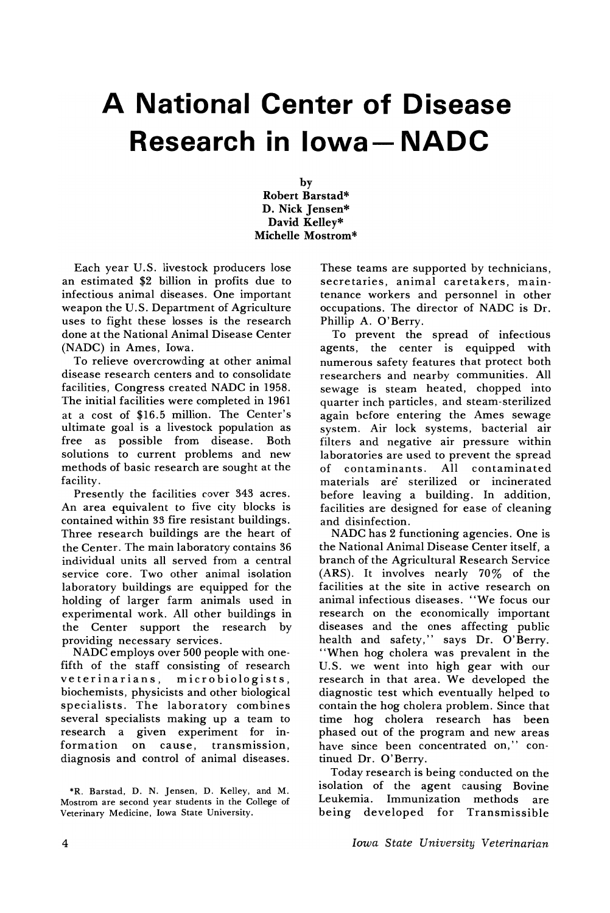# A National Center of Disease Research in Iowa—NADC

by
Robert Barstad*
D. Nick Jensen*
David Kelley*
Michelle Mostrom*

Each year U.S. livestock producers lose an estimated $2 billion in profits due to infectious animal diseases. One important weapon the U.S. Department of Agriculture uses to fight these losses is the research done at the National Animal Disease Center (NADC) in Ames, Iowa.

To relieve overcrowding at other animal disease research centers and to consolidate facilities, Congress created NADC in 1958. The initial facilities were completed in 1961 at a cost of $16.5 million. The Center's ultimate goal is a livestock population as free as possible from disease. Both solutions to current problems and new methods of basic research are sought at the facility.

Presently the facilities cover 343 acres. An area equivalent to five city blocks is contained within 33 fire resistant buildings. Three research buildings are the heart of the Center. The main laboratory contains 36 individual units all served from a central service core. Two other animal isolation laboratory buildings are equipped for the holding of larger farm animals used in experimental work. All other buildings in the Center support the research by providing necessary services.

NADC employs over 500 people with one-fifth of the staff consisting of research veterinarians, microbiologists, biochemists, physicists and other biological specialists. The laboratory combines several specialists making up a team to research a given experiment for information on cause, transmission, diagnosis and control of animal diseases. These teams are supported by technicians, secretaries, animal caretakers, maintenance workers and personnel in other occupations. The director of NADC is Dr. Phillip A. O'Berry.

To prevent the spread of infectious agents, the center is equipped with numerous safety features that protect both researchers and nearby communities. All sewage is steam heated, chopped into quarter inch particles, and steam-sterilized again before entering the Ames sewage system. Air lock systems, bacterial air filters and negative air pressure within laboratories are used to prevent the spread of contaminants. All contaminated materials are sterilized or incinerated before leaving a building. In addition, facilities are designed for ease of cleaning and disinfection.

NADC has 2 functioning agencies. One is the National Animal Disease Center itself, a branch of the Agricultural Research Service (ARS). It involves nearly 70% of the facilities at the site in active research on animal infectious diseases. "We focus our research on the economically important diseases and the ones affecting public health and safety," says Dr. O'Berry. "When hog cholera was prevalent in the U.S. we went into high gear with our research in that area. We developed the diagnostic test which eventually helped to contain the hog cholera problem. Since that time hog cholera research has been phased out of the program and new areas have since been concentrated on," continued Dr. O'Berry.

Today research is being conducted on the isolation of the agent causing Bovine Leukemia. Immunization methods are being developed for Transmissible

*R. Barstad, D. N. Jensen, D. Kelley, and M. Mostrom are second year students in the College of Veterinary Medicine, Iowa State University.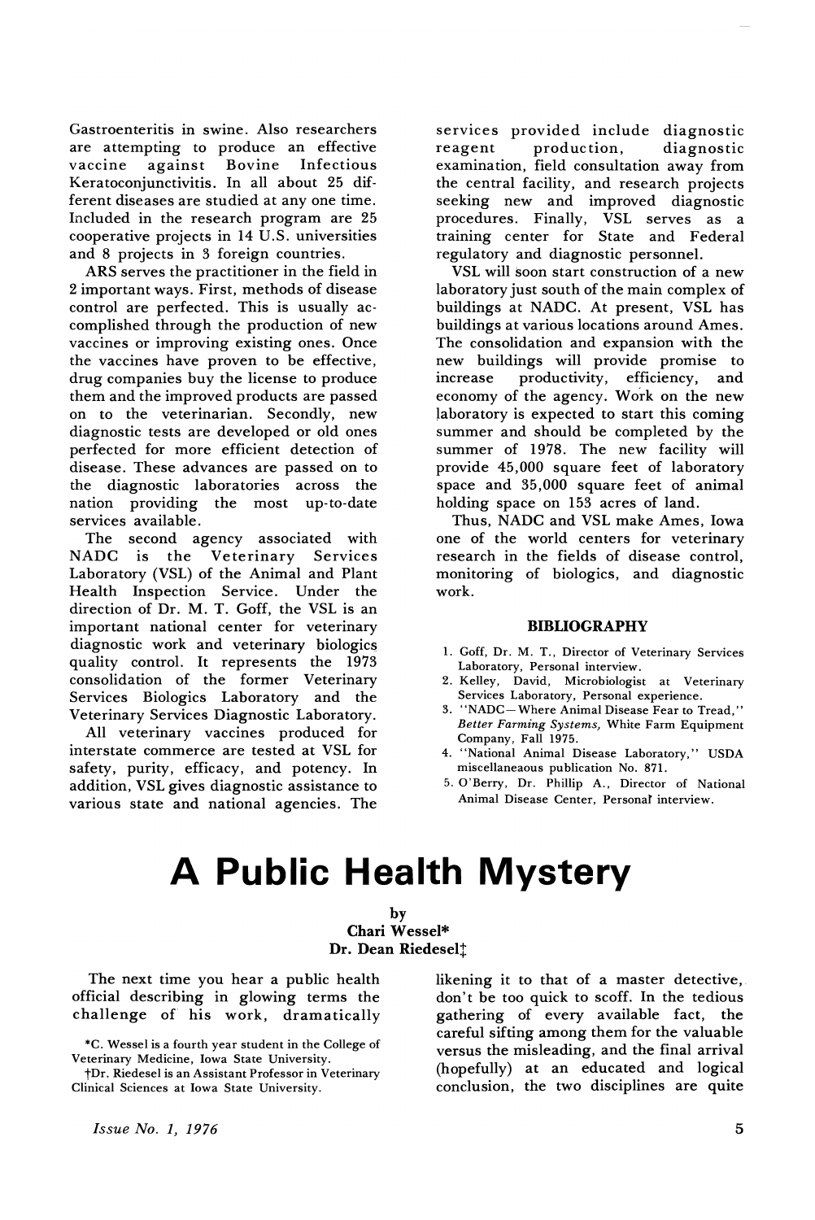Gastroenteritis in swine. Also researchers are attempting to produce an effective vaccine against Bovine Infectious Keratoconjunctivitis. In all about 25 different diseases are studied at any one time. Included in the research program are 25 cooperative projects in 14 U.S. universities and 8 projects in 3 foreign countries.

ARS serves the practitioner in the field in 2 important ways. First, methods of disease control are perfected. This is usually accomplished through the production of new vaccines or improving existing ones. Once the vaccines have proven to be effective, drug companies buy the license to produce them and the improved products are passed on to the veterinarian. Secondly, new diagnostic tests are developed or old ones perfected for more efficient detection of disease. These advances are passed on to the diagnostic laboratories across the nation providing the most up-to-date services available.

The second agency associated with NADC is the Veterinary Services Laboratory (VSL) of the Animal and Plant Health Inspection Service. Under the direction of Dr. M. T. Goff, the VSL is an important national center for veterinary diagnostic work and veterinary biologics quality control. It represents the 1973 consolidation of the former Veterinary Services Biologics Laboratory and the Veterinary Services Diagnostic Laboratory.

All veterinary vaccines produced for interstate commerce are tested at VSL for safety, purity, efficacy, and potency. In addition, VSL gives diagnostic assistance to various state and national agencies. The services provided include diagnostic reagent production, diagnostic examination, field consultation away from the central facility, and research projects seeking new and improved diagnostic procedures. Finally, VSL serves as a training center for State and Federal regulatory and diagnostic personnel.

VSL will soon start construction of a new laboratory just south of the main complex of buildings at NADC. At present, VSL has buildings at various locations around Ames. The consolidation and expansion with the new buildings will provide promise to increase productivity, efficiency, and economy of the agency. Work on the new laboratory is expected to start this coming summer and should be completed by the summer of 1978. The new facility will provide 45,000 square feet of laboratory space and 35,000 square feet of animal holding space on 153 acres of land.

Thus, NADC and VSL make Ames, Iowa one of the world centers for veterinary research in the fields of disease control, monitoring of biologics, and diagnostic work.

### BIBLIOGRAPHY

1. Goff, Dr. M. T., Director of Veterinary Services Laboratory, Personal interview.
2. Kelley, David, Microbiologist at Veterinary Services Laboratory, Personal experience.
3. "NADC—Where Animal Disease Fear to Tread," *Better Farming Systems,* White Farm Equipment Company, Fall 1975.
4. "National Animal Disease Laboratory," USDA miscellaneous publication No. 871.
5. O'Berry, Dr. Phillip A., Director of National Animal Disease Center, Personal interview.

# A Public Health Mystery

by
Chari Wessel*
Dr. Dean Riedesel‡

The next time you hear a public health official describing in glowing terms the challenge of his work, dramatically likening it to that of a master detective, don't be too quick to scoff. In the tedious gathering of every available fact, the careful sifting among them for the valuable versus the misleading, and the final arrival (hopefully) at an educated and logical conclusion, the two disciplines are quite

*C. Wessel is a fourth year student in the College of Veterinary Medicine, Iowa State University.

†Dr. Riedesel is an Assistant Professor in Veterinary Clinical Sciences at Iowa State University.